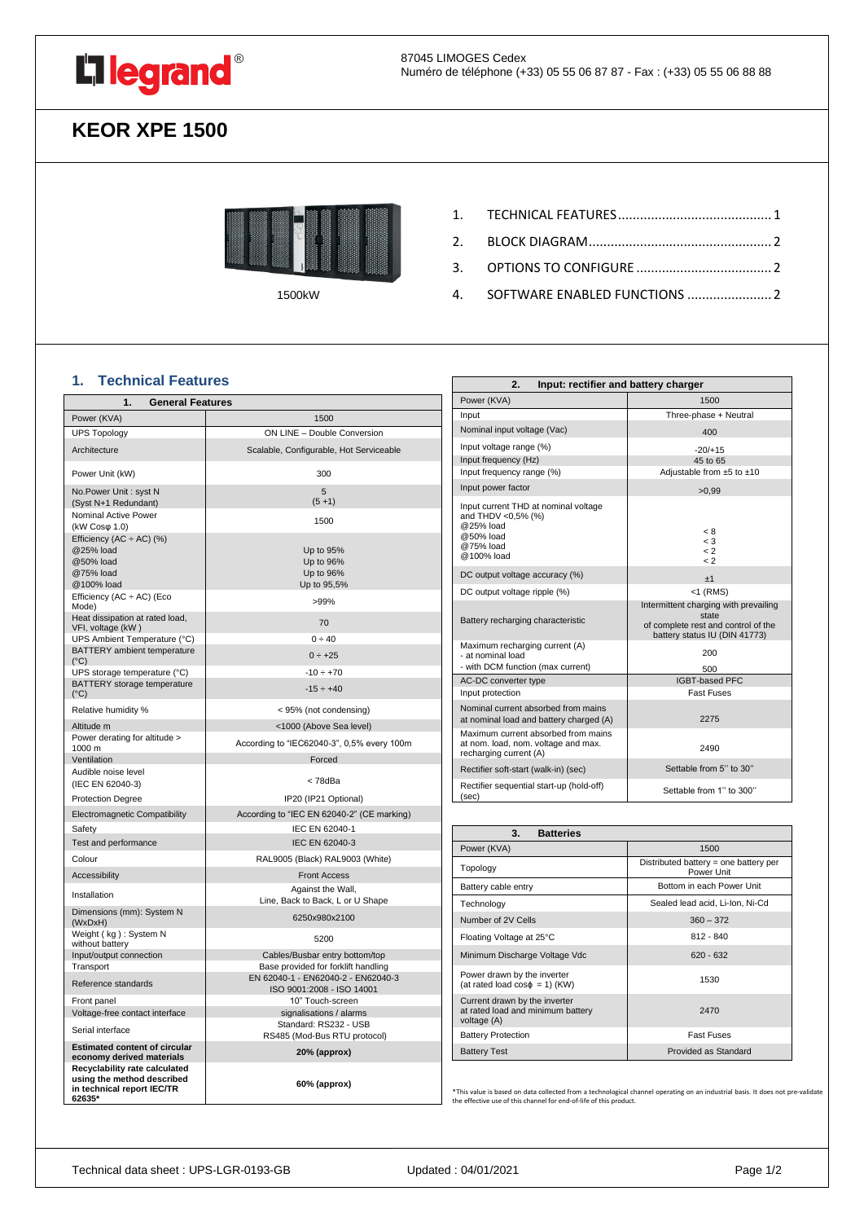87045 LIMOGES Cedex
Numéro de téléphone (+33) 05 55 06 87 87 - Fax : (+33) 05 55 06 88 88

# KEOR XPE 1500

1500kW

1. TECHNICAL FEATURES .......................................... 1
2. BLOCK DIAGRAM ................................................. 2
3. OPTIONS TO CONFIGURE ..................................... 2
4. SOFTWARE ENABLED FUNCTIONS ....................... 2

## 1. Technical Features

| 1. General Features | |
|---|---|
| Power (KVA) | 1500 |
| UPS Topology | ON LINE – Double Conversion |
| Architecture | Scalable, Configurable, Hot Serviceable |
| Power Unit (kW) | 300 |
| No.Power Unit : syst N (Syst N+1 Redundant) | 5 (5 +1) |
| Nominal Active Power (kW Cosφ 1.0) | 1500 |
| Efficiency (AC ÷ AC) (%) @25% load @50% load @75% load @100% load | Up to 95% Up to 96% Up to 96% Up to 95,5% |
| Efficiency (AC ÷ AC) (Eco Mode) | >99% |
| Heat dissipation at rated load, VFI, voltage (kW ) | 70 |
| UPS Ambient Temperature (°C) | 0 ÷ 40 |
| BATTERY ambient temperature (°C) | 0 ÷ +25 |
| UPS storage temperature (°C) | -10 ÷ +70 |
| BATTERY storage temperature (°C) | -15 ÷ +40 |
| Relative humidity % | < 95% (not condensing) |
| Altitude m | <1000 (Above Sea level) |
| Power derating for altitude > 1000 m | According to "IEC62040-3", 0,5% every 100m |
| Ventilation | Forced |
| Audible noise level (IEC EN 62040-3) | < 78dBa |
| Protection Degree | IP20 (IP21 Optional) |
| Electromagnetic Compatibility | According to "IEC EN 62040-2" (CE marking) |
| Safety | IEC EN 62040-1 |
| Test and performance | IEC EN 62040-3 |
| Colour | RAL9005 (Black) RAL9003 (White) |
| Accessibility | Front Access |
| Installation | Against the Wall, Line, Back to Back, L or U Shape |
| Dimensions (mm): System N (WxDxH) | 6250x980x2100 |
| Weight ( kg ) : System N without battery | 5200 |
| Input/output connection | Cables/Busbar entry bottom/top |
| Transport | Base provided for forklift handling |
| Reference standards | EN 62040-1 - EN62040-2 - EN62040-3 ISO 9001:2008 - ISO 14001 |
| Front panel | 10" Touch-screen |
| Voltage-free contact interface | signalisations / alarms |
| Serial interface | Standard: RS232 - USB RS485 (Mod-Bus RTU protocol) |
| **Estimated content of circular economy derived materials** | **20% (approx)** |
| **Recyclability rate calculated using the method described in technical report IEC/TR 62635*** | **60% (approx)** |

| 2. Input: rectifier and battery charger | |
|---|---|
| Power (KVA) | 1500 |
| Input | Three-phase + Neutral |
| Nominal input voltage (Vac) | 400 |
| Input voltage range (%) | -20/+15 |
| Input frequency (Hz) | 45 to 65 |
| Input frequency range (%) | Adjustable from ±5 to ±10 |
| Input power factor | >0,99 |
| Input current THD at nominal voltage and THDV <0,5% (%) @25% load @50% load @75% load @100% load | < 8 < 3 < 2 < 2 |
| DC output voltage accuracy (%) | ±1 |
| DC output voltage ripple (%) | <1 (RMS) |
| Battery recharging characteristic | Intermittent charging with prevailing state of complete rest and control of the battery status IU (DIN 41773) |
| Maximum recharging current (A) - at nominal load - with DCM function (max current) | 200 500 |
| AC-DC converter type | IGBT-based PFC |
| Input protection | Fast Fuses |
| Nominal current absorbed from mains at nominal load and battery charged (A) | 2275 |
| Maximum current absorbed from mains at nom. load, nom. voltage and max. recharging current (A) | 2490 |
| Rectifier soft-start (walk-in) (sec) | Settable from 5'' to 30'' |
| Rectifier sequential start-up (hold-off) (sec) | Settable from 1'' to 300'' |

| 3. Batteries | |
|---|---|
| Power (KVA) | 1500 |
| Topology | Distributed battery = one battery per Power Unit |
| Battery cable entry | Bottom in each Power Unit |
| Technology | Sealed lead acid, Li-Ion, Ni-Cd |
| Number of 2V Cells | 360 – 372 |
| Floating Voltage at 25°C | 812 - 840 |
| Minimum Discharge Voltage Vdc | 620 - 632 |
| Power drawn by the inverter (at rated load cosϕ = 1) (KW) | 1530 |
| Current drawn by the inverter at rated load and minimum battery voltage (A) | 2470 |
| Battery Protection | Fast Fuses |
| Battery Test | Provided as Standard |

*This value is based on data collected from a technological channel operating on an industrial basis. It does not pre-validate the effective use of this channel for end-of-life of this product.

Technical data sheet : UPS-LGR-0193-GB    Updated : 04/01/2021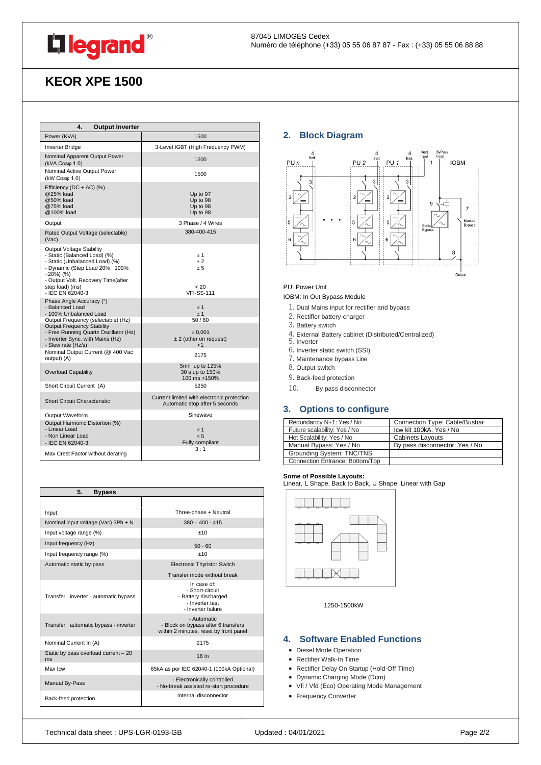87045 LIMOGES Cedex
Numéro de téléphone (+33) 05 55 06 87 87 - Fax : (+33) 05 55 06 88 88

# KEOR XPE 1500

| 4. Output Inverter | |
|---|---|
| Power (KVA) | 1500 |
| Inverter Bridge | 3-Level IGBT (High Frequency PWM) |
| Nominal Apparent Output Power (kVA Cosφ 1.0) | 1500 |
| Nominal Active Output Power (kW Cosφ 1.0) | 1500 |
| Efficiency (DC ÷ AC) (%)<br>@25% load<br>@50% load<br>@75% load<br>@100% load | <br>Up to 97<br>Up to 98<br>Up to 98<br>Up to 98 |
| Output | 3 Phase / 4 Wires |
| Rated Output Voltage (selectable) (Vac) | 380-400-415 |
| Output Voltage Stability<br>- Static (Balanced Load) (%)<br>- Static (Unbalanced Load) (%)<br>- Dynamic (Step Load 20%÷ 100% ÷20%) (%)<br>- Output Volt. Recovery Time(after step load) (ms)<br>- IEC EN 62040-3 | <br>± 1<br>± 2<br>± 5<br><br>< 20<br>VFI-SS-111 |
| Phase Angle Accuracy (°)<br>- Balanced Load<br>- 100% Unbalanced Load | <br>± 1<br>± 1 |
| Output Frequency (selectable) (Hz) | 50 / 60 |
| Output Frequency Stability<br>- Free Running Quartz Oscillator (Hz)<br>- Inverter Sync. with Mains (Hz)<br>- Slew rate (Hz/s) | <br>± 0,001<br>± 2 (other on request)<br><1 |
| Nominal Output Current (@ 400 Vac output) (A) | 2175 |
| Overload Capability | 5mn up to 125%<br>30 s up to 150%<br>100 ms >150% |
| Short Circuit Current (A) | 5250 |
| Short Circuit Characteristic | Current limited with electronic protection<br>Automatic stop after 5 seconds |
| Output Waveform | Sinewave |
| Output Harmonic Distortion (%)<br>- Linear Load<br>- Non Linear Load<br>- IEC EN 62040-3 | <br>< 1<br>< 5<br>Fully compliant |
| Max Crest Factor without derating | 3 : 1 |

| 5. Bypass | |
|---|---|
| Input | Three-phase + Neutral |
| Nominal input voltage (Vac) 3Ph + N | 380 – 400 - 415 |
| Input voltage range (%) | ±10 |
| Input frequency (Hz) | 50 - 60 |
| Input frequency range (%) | ±10 |
| Automatic static by-pass | Electronic Thyristor Switch |
| | Transfer mode without break |
| Transfer: inverter - automatic bypass | In case of:<br>- Short-circuit<br>- Battery discharged<br>- Inverter test<br>- Inverter failure |
| Transfer: automatic bypass - inverter | - Automatic<br>- Block on bypass after 6 transfers within 2 minutes, reset by front panel |
| Nominal Current In (A) | 2175 |
| Static by pass overload current – 20 ms | 16 In |
| Max Icw | 65kA as per IEC 62040-1 (100kA Optional) |
| Manual By-Pass | - Electronically controlled<br>- No-break assisted re-start procedure |
| Back-feed protection | Internal disconnector |

## 2. Block Diagram

PU n, PU 2, PU 1, IOBM, Batt., Rect. Input, ByPass Input, Static Bypass, Manual Bypass, Output

PU: Power Unit

IOBM: In Out Bypass Module

1. Dual Mains input for rectifier and bypass
2. Rectifier battery-charger
3. Battery switch
4. External Battery cabinet (Distributed/Centralized)
5. Inverter
6. Inverter static switch (SSI)
7. Maintenance bypass Line
8. Output switch
9. Back-feed protection
10. By pass disconnector

## 3. Options to configure

| | |
|---|---|
| Redundancy N+1: Yes / No | Connection Type: Cable/Busbar |
| Future scalability: Yes / No | Icw kit 100kA: Yes / No |
| Hot Scalability: Yes / No | Cabinets Layouts |
| Manual Bypass: Yes / No | By pass disconnector: Yes / No |
| Grounding System: TNC/TNS | |
| Connection Entrance: Bottom/Top | |

**Some of Possible Layouts:**
Linear, L Shape, Back to Back, U Shape, Linear with Gap

1250-1500kW

## 4. Software Enabled Functions

- Diesel Mode Operation
- Rectifier Walk-In Time
- Rectifier Delay On Startup (Hold-Off Time)
- Dynamic Charging Mode (Dcm)
- Vfi / Vfd (Eco) Operating Mode Management
- Frequency Converter

Technical data sheet : UPS-LGR-0193-GB Updated : 04/01/2021